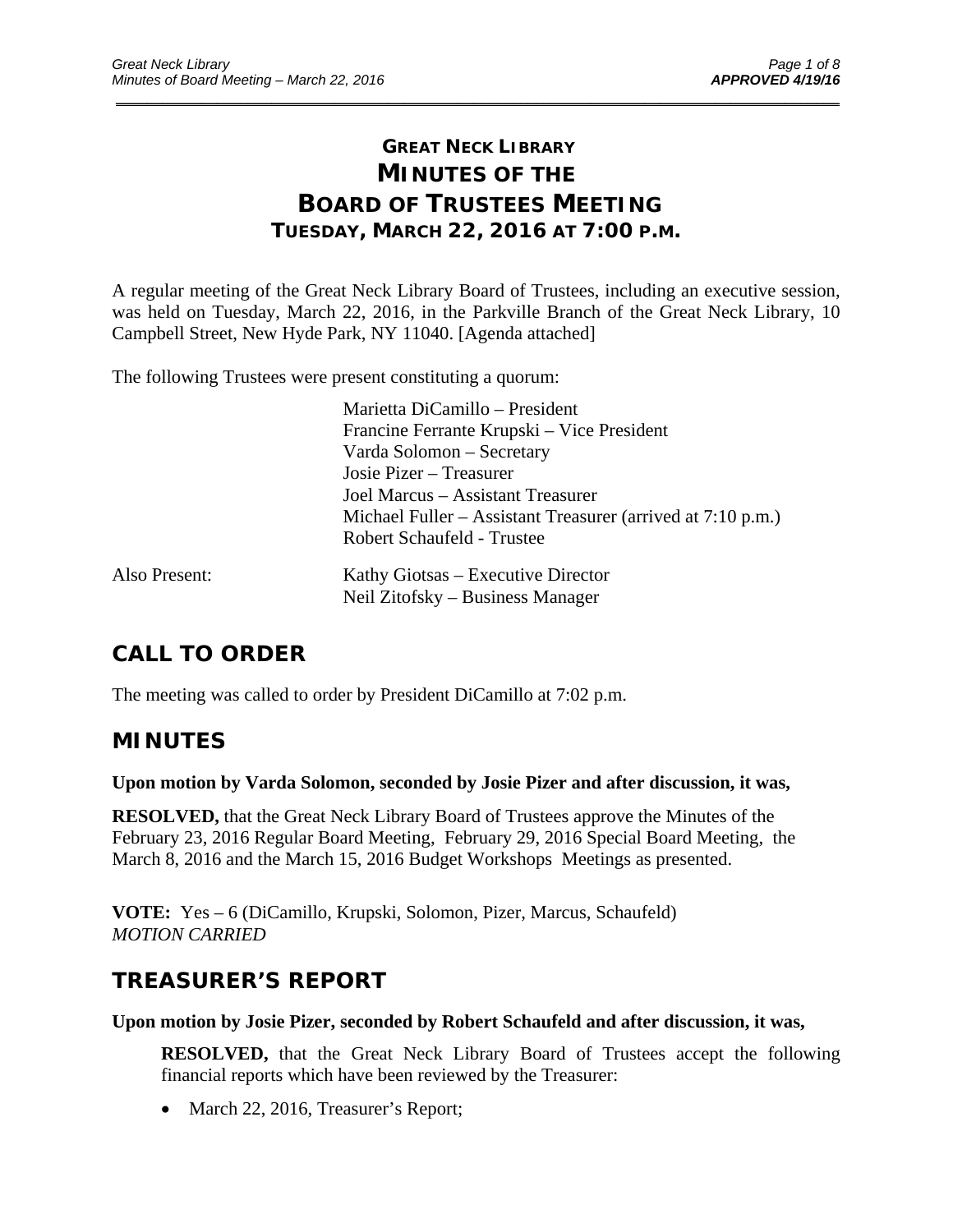# GREAT NECK LIBRARY
# MINUTES OF THE BOARD OF TRUSTEES MEETING
## TUESDAY, MARCH 22, 2016 AT 7:00 P.M.

A regular meeting of the Great Neck Library Board of Trustees, including an executive session, was held on Tuesday, March 22, 2016, in the Parkville Branch of the Great Neck Library, 10 Campbell Street, New Hyde Park, NY 11040. [Agenda attached]

The following Trustees were present constituting a quorum:

Marietta DiCamillo – President
Francine Ferrante Krupski – Vice President
Varda Solomon – Secretary
Josie Pizer – Treasurer
Joel Marcus – Assistant Treasurer
Michael Fuller – Assistant Treasurer (arrived at 7:10 p.m.)
Robert Schaufeld - Trustee

Also Present:
Kathy Giotsas – Executive Director
Neil Zitofsky – Business Manager

## CALL TO ORDER

The meeting was called to order by President DiCamillo at 7:02 p.m.

## MINUTES

**Upon motion by Varda Solomon, seconded by Josie Pizer and after discussion, it was,**

**RESOLVED,** that the Great Neck Library Board of Trustees approve the Minutes of the February 23, 2016 Regular Board Meeting, February 29, 2016 Special Board Meeting, the March 8, 2016 and the March 15, 2016 Budget Workshops Meetings as presented.

**VOTE:** Yes – 6 (DiCamillo, Krupski, Solomon, Pizer, Marcus, Schaufeld)
*MOTION CARRIED*

## TREASURER'S REPORT

**Upon motion by Josie Pizer, seconded by Robert Schaufeld and after discussion, it was,**

**RESOLVED,** that the Great Neck Library Board of Trustees accept the following financial reports which have been reviewed by the Treasurer:

- March 22, 2016, Treasurer's Report;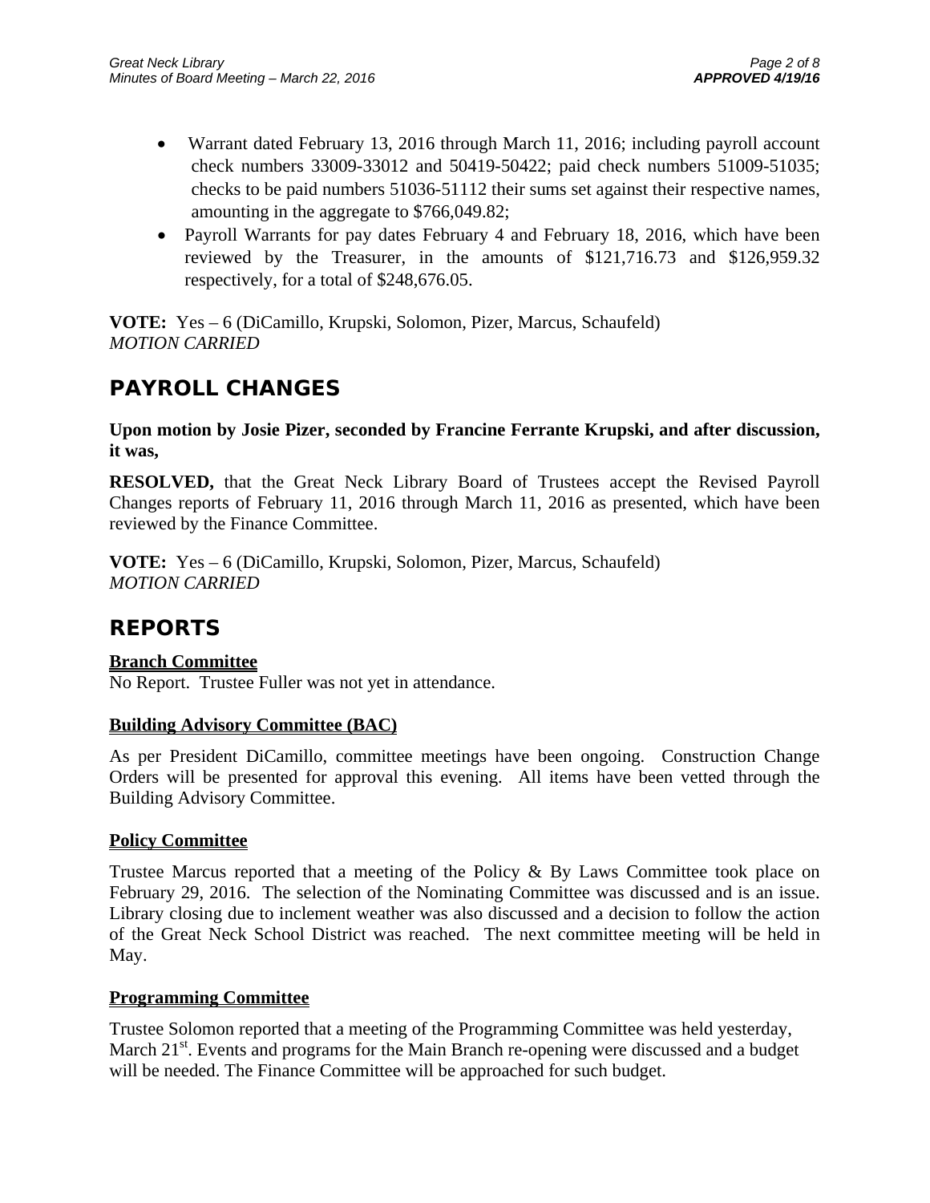- Warrant dated February 13, 2016 through March 11, 2016; including payroll account check numbers 33009-33012 and 50419-50422; paid check numbers 51009-51035; checks to be paid numbers 51036-51112 their sums set against their respective names, amounting in the aggregate to $766,049.82;
- Payroll Warrants for pay dates February 4 and February 18, 2016, which have been reviewed by the Treasurer, in the amounts of $121,716.73 and $126,959.32 respectively, for a total of $248,676.05.

**VOTE:** Yes – 6 (DiCamillo, Krupski, Solomon, Pizer, Marcus, Schaufeld)
*MOTION CARRIED*

## PAYROLL CHANGES

**Upon motion by Josie Pizer, seconded by Francine Ferrante Krupski, and after discussion, it was,**

**RESOLVED,** that the Great Neck Library Board of Trustees accept the Revised Payroll Changes reports of February 11, 2016 through March 11, 2016 as presented, which have been reviewed by the Finance Committee.

**VOTE:** Yes – 6 (DiCamillo, Krupski, Solomon, Pizer, Marcus, Schaufeld)
*MOTION CARRIED*

## REPORTS

**Branch Committee**
No Report. Trustee Fuller was not yet in attendance.

**Building Advisory Committee (BAC)**

As per President DiCamillo, committee meetings have been ongoing. Construction Change Orders will be presented for approval this evening. All items have been vetted through the Building Advisory Committee.

**Policy Committee**

Trustee Marcus reported that a meeting of the Policy & By Laws Committee took place on February 29, 2016. The selection of the Nominating Committee was discussed and is an issue. Library closing due to inclement weather was also discussed and a decision to follow the action of the Great Neck School District was reached. The next committee meeting will be held in May.

**Programming Committee**

Trustee Solomon reported that a meeting of the Programming Committee was held yesterday, March 21st. Events and programs for the Main Branch re-opening were discussed and a budget will be needed. The Finance Committee will be approached for such budget.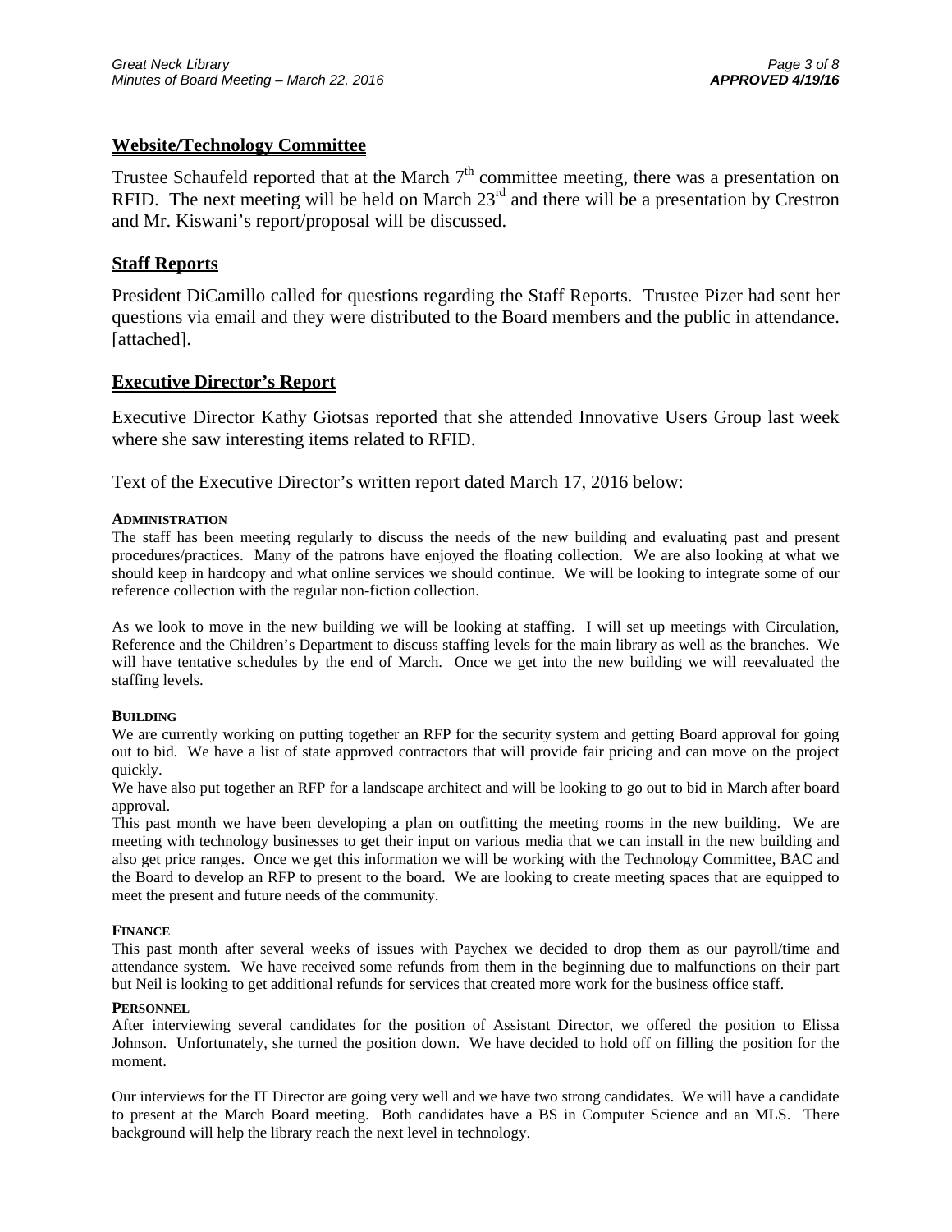## Website/Technology Committee

Trustee Schaufeld reported that at the March 7th committee meeting, there was a presentation on RFID. The next meeting will be held on March 23rd and there will be a presentation by Crestron and Mr. Kiswani's report/proposal will be discussed.

## Staff Reports

President DiCamillo called for questions regarding the Staff Reports. Trustee Pizer had sent her questions via email and they were distributed to the Board members and the public in attendance. [attached].

## Executive Director's Report

Executive Director Kathy Giotsas reported that she attended Innovative Users Group last week where she saw interesting items related to RFID.

Text of the Executive Director's written report dated March 17, 2016 below:

**ADMINISTRATION**

The staff has been meeting regularly to discuss the needs of the new building and evaluating past and present procedures/practices. Many of the patrons have enjoyed the floating collection. We are also looking at what we should keep in hardcopy and what online services we should continue. We will be looking to integrate some of our reference collection with the regular non-fiction collection.

As we look to move in the new building we will be looking at staffing. I will set up meetings with Circulation, Reference and the Children's Department to discuss staffing levels for the main library as well as the branches. We will have tentative schedules by the end of March. Once we get into the new building we will reevaluated the staffing levels.

**BUILDING**

We are currently working on putting together an RFP for the security system and getting Board approval for going out to bid. We have a list of state approved contractors that will provide fair pricing and can move on the project quickly.

We have also put together an RFP for a landscape architect and will be looking to go out to bid in March after board approval.

This past month we have been developing a plan on outfitting the meeting rooms in the new building. We are meeting with technology businesses to get their input on various media that we can install in the new building and also get price ranges. Once we get this information we will be working with the Technology Committee, BAC and the Board to develop an RFP to present to the board. We are looking to create meeting spaces that are equipped to meet the present and future needs of the community.

**FINANCE**

This past month after several weeks of issues with Paychex we decided to drop them as our payroll/time and attendance system. We have received some refunds from them in the beginning due to malfunctions on their part but Neil is looking to get additional refunds for services that created more work for the business office staff.

**PERSONNEL**

After interviewing several candidates for the position of Assistant Director, we offered the position to Elissa Johnson. Unfortunately, she turned the position down. We have decided to hold off on filling the position for the moment.

Our interviews for the IT Director are going very well and we have two strong candidates. We will have a candidate to present at the March Board meeting. Both candidates have a BS in Computer Science and an MLS. There background will help the library reach the next level in technology.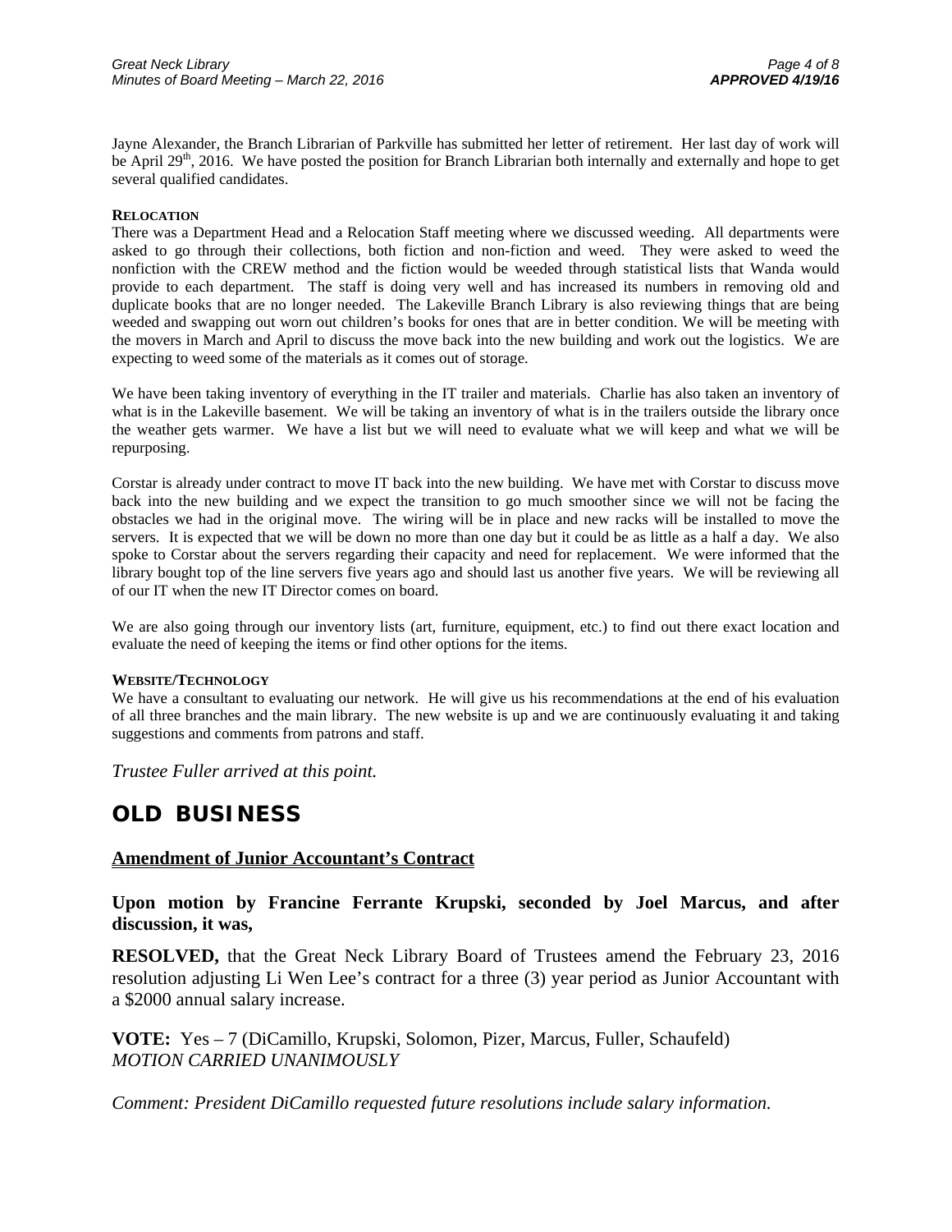Jayne Alexander, the Branch Librarian of Parkville has submitted her letter of retirement. Her last day of work will be April 29th, 2016. We have posted the position for Branch Librarian both internally and externally and hope to get several qualified candidates.

**RELOCATION**

There was a Department Head and a Relocation Staff meeting where we discussed weeding. All departments were asked to go through their collections, both fiction and non-fiction and weed. They were asked to weed the nonfiction with the CREW method and the fiction would be weeded through statistical lists that Wanda would provide to each department. The staff is doing very well and has increased its numbers in removing old and duplicate books that are no longer needed. The Lakeville Branch Library is also reviewing things that are being weeded and swapping out worn out children's books for ones that are in better condition. We will be meeting with the movers in March and April to discuss the move back into the new building and work out the logistics. We are expecting to weed some of the materials as it comes out of storage.

We have been taking inventory of everything in the IT trailer and materials. Charlie has also taken an inventory of what is in the Lakeville basement. We will be taking an inventory of what is in the trailers outside the library once the weather gets warmer. We have a list but we will need to evaluate what we will keep and what we will be repurposing.

Corstar is already under contract to move IT back into the new building. We have met with Corstar to discuss move back into the new building and we expect the transition to go much smoother since we will not be facing the obstacles we had in the original move. The wiring will be in place and new racks will be installed to move the servers. It is expected that we will be down no more than one day but it could be as little as a half a day. We also spoke to Corstar about the servers regarding their capacity and need for replacement. We were informed that the library bought top of the line servers five years ago and should last us another five years. We will be reviewing all of our IT when the new IT Director comes on board.

We are also going through our inventory lists (art, furniture, equipment, etc.) to find out there exact location and evaluate the need of keeping the items or find other options for the items.

**WEBSITE/TECHNOLOGY**

We have a consultant to evaluating our network. He will give us his recommendations at the end of his evaluation of all three branches and the main library. The new website is up and we are continuously evaluating it and taking suggestions and comments from patrons and staff.

*Trustee Fuller arrived at this point.*

## OLD BUSINESS

**Amendment of Junior Accountant's Contract**

**Upon motion by Francine Ferrante Krupski, seconded by Joel Marcus, and after discussion, it was,**

**RESOLVED,** that the Great Neck Library Board of Trustees amend the February 23, 2016 resolution adjusting Li Wen Lee's contract for a three (3) year period as Junior Accountant with a $2000 annual salary increase.

**VOTE:** Yes – 7 (DiCamillo, Krupski, Solomon, Pizer, Marcus, Fuller, Schaufeld)
*MOTION CARRIED UNANIMOUSLY*

*Comment: President DiCamillo requested future resolutions include salary information.*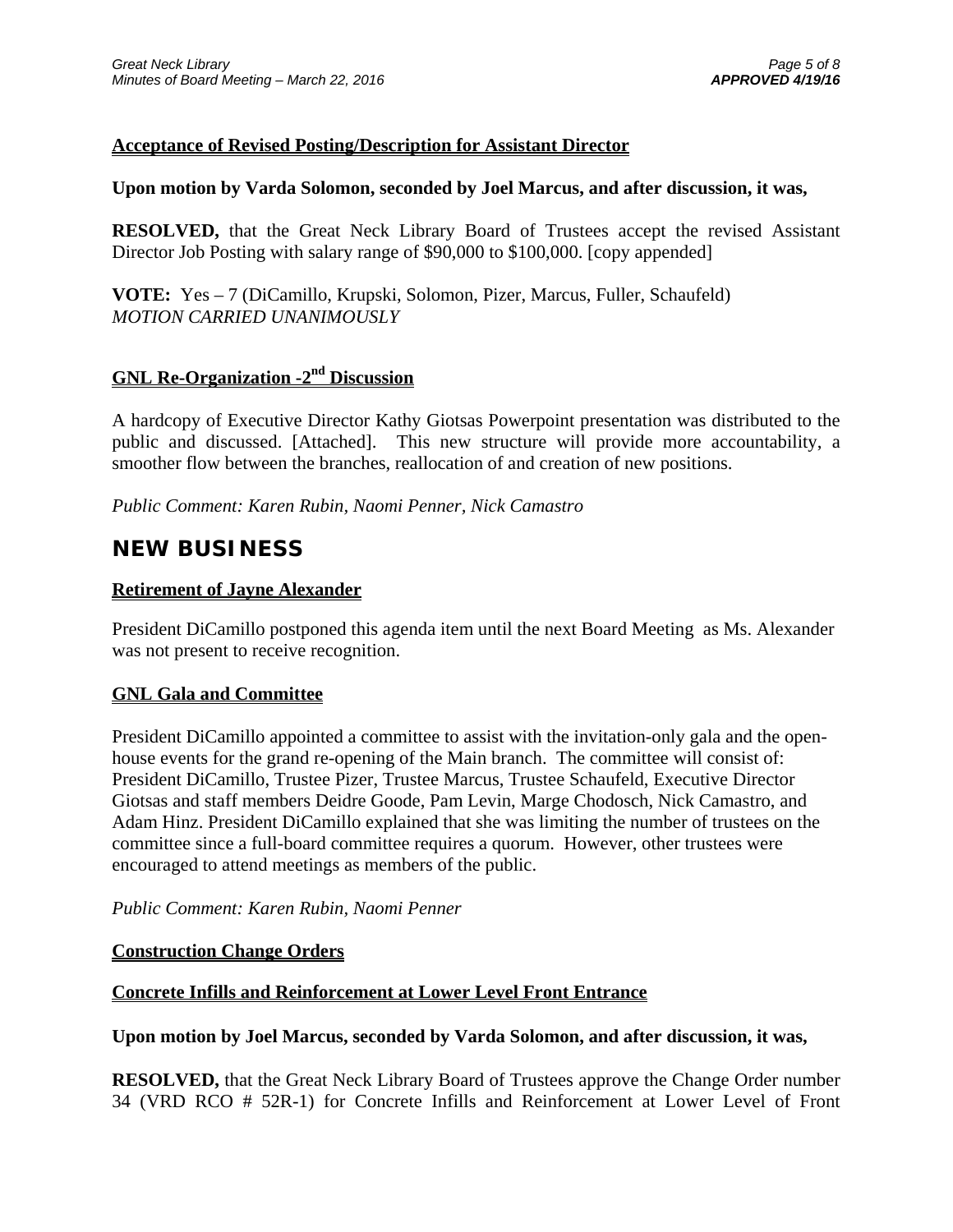**Acceptance of Revised Posting/Description for Assistant Director**

**Upon motion by Varda Solomon, seconded by Joel Marcus, and after discussion, it was,**

**RESOLVED,** that the Great Neck Library Board of Trustees accept the revised Assistant Director Job Posting with salary range of $90,000 to $100,000. [copy appended]

**VOTE:** Yes – 7 (DiCamillo, Krupski, Solomon, Pizer, Marcus, Fuller, Schaufeld)
*MOTION CARRIED UNANIMOUSLY*

**GNL Re-Organization -2nd Discussion**

A hardcopy of Executive Director Kathy Giotsas Powerpoint presentation was distributed to the public and discussed. [Attached]. This new structure will provide more accountability, a smoother flow between the branches, reallocation of and creation of new positions.

*Public Comment: Karen Rubin, Naomi Penner, Nick Camastro*

## NEW BUSINESS

**Retirement of Jayne Alexander**

President DiCamillo postponed this agenda item until the next Board Meeting as Ms. Alexander was not present to receive recognition.

**GNL Gala and Committee**

President DiCamillo appointed a committee to assist with the invitation-only gala and the open-house events for the grand re-opening of the Main branch. The committee will consist of: President DiCamillo, Trustee Pizer, Trustee Marcus, Trustee Schaufeld, Executive Director Giotsas and staff members Deidre Goode, Pam Levin, Marge Chodosch, Nick Camastro, and Adam Hinz. President DiCamillo explained that she was limiting the number of trustees on the committee since a full-board committee requires a quorum. However, other trustees were encouraged to attend meetings as members of the public.

*Public Comment: Karen Rubin, Naomi Penner*

**Construction Change Orders**

**Concrete Infills and Reinforcement at Lower Level Front Entrance**

**Upon motion by Joel Marcus, seconded by Varda Solomon, and after discussion, it was,**

**RESOLVED,** that the Great Neck Library Board of Trustees approve the Change Order number 34 (VRD RCO # 52R-1) for Concrete Infills and Reinforcement at Lower Level of Front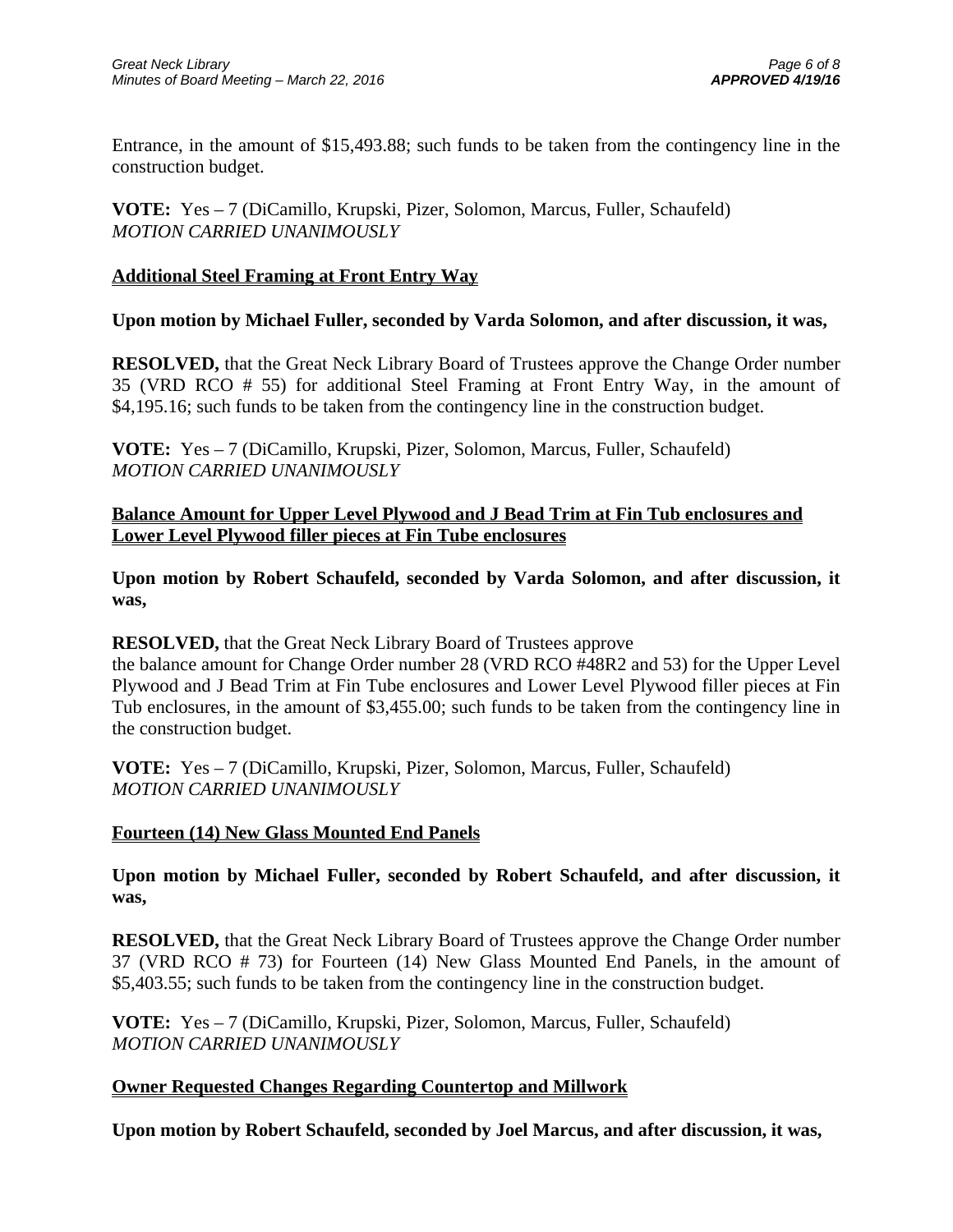Entrance, in the amount of $15,493.88; such funds to be taken from the contingency line in the construction budget.

**VOTE:** Yes – 7 (DiCamillo, Krupski, Pizer, Solomon, Marcus, Fuller, Schaufeld)
*MOTION CARRIED UNANIMOUSLY*

**Additional Steel Framing at Front Entry Way**

**Upon motion by Michael Fuller, seconded by Varda Solomon, and after discussion, it was,**

**RESOLVED,** that the Great Neck Library Board of Trustees approve the Change Order number 35 (VRD RCO # 55) for additional Steel Framing at Front Entry Way, in the amount of $4,195.16; such funds to be taken from the contingency line in the construction budget.

**VOTE:** Yes – 7 (DiCamillo, Krupski, Pizer, Solomon, Marcus, Fuller, Schaufeld)
*MOTION CARRIED UNANIMOUSLY*

**Balance Amount for Upper Level Plywood and J Bead Trim at Fin Tub enclosures and Lower Level Plywood filler pieces at Fin Tube enclosures**

**Upon motion by Robert Schaufeld, seconded by Varda Solomon, and after discussion, it was,**

**RESOLVED,** that the Great Neck Library Board of Trustees approve
the balance amount for Change Order number 28 (VRD RCO #48R2 and 53) for the Upper Level Plywood and J Bead Trim at Fin Tube enclosures and Lower Level Plywood filler pieces at Fin Tub enclosures, in the amount of $3,455.00; such funds to be taken from the contingency line in the construction budget.

**VOTE:** Yes – 7 (DiCamillo, Krupski, Pizer, Solomon, Marcus, Fuller, Schaufeld)
*MOTION CARRIED UNANIMOUSLY*

**Fourteen (14) New Glass Mounted End Panels**

**Upon motion by Michael Fuller, seconded by Robert Schaufeld, and after discussion, it was,**

**RESOLVED,** that the Great Neck Library Board of Trustees approve the Change Order number 37 (VRD RCO # 73) for Fourteen (14) New Glass Mounted End Panels, in the amount of $5,403.55; such funds to be taken from the contingency line in the construction budget.

**VOTE:** Yes – 7 (DiCamillo, Krupski, Pizer, Solomon, Marcus, Fuller, Schaufeld)
*MOTION CARRIED UNANIMOUSLY*

**Owner Requested Changes Regarding Countertop and Millwork**

**Upon motion by Robert Schaufeld, seconded by Joel Marcus, and after discussion, it was,**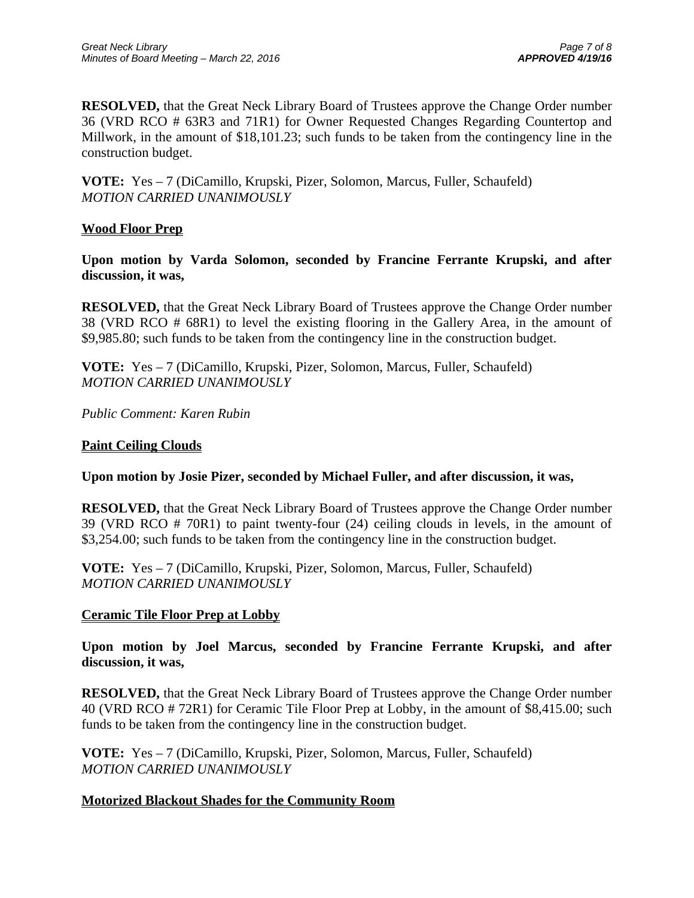**RESOLVED,** that the Great Neck Library Board of Trustees approve the Change Order number 36 (VRD RCO # 63R3 and 71R1) for Owner Requested Changes Regarding Countertop and Millwork, in the amount of $18,101.23; such funds to be taken from the contingency line in the construction budget.

**VOTE:** Yes – 7 (DiCamillo, Krupski, Pizer, Solomon, Marcus, Fuller, Schaufeld)
*MOTION CARRIED UNANIMOUSLY*

**Wood Floor Prep**

**Upon motion by Varda Solomon, seconded by Francine Ferrante Krupski, and after discussion, it was,**

**RESOLVED,** that the Great Neck Library Board of Trustees approve the Change Order number 38 (VRD RCO # 68R1) to level the existing flooring in the Gallery Area, in the amount of $9,985.80; such funds to be taken from the contingency line in the construction budget.

**VOTE:** Yes – 7 (DiCamillo, Krupski, Pizer, Solomon, Marcus, Fuller, Schaufeld)
*MOTION CARRIED UNANIMOUSLY*

*Public Comment: Karen Rubin*

**Paint Ceiling Clouds**

**Upon motion by Josie Pizer, seconded by Michael Fuller, and after discussion, it was,**

**RESOLVED,** that the Great Neck Library Board of Trustees approve the Change Order number 39 (VRD RCO # 70R1) to paint twenty-four (24) ceiling clouds in levels, in the amount of $3,254.00; such funds to be taken from the contingency line in the construction budget.

**VOTE:** Yes – 7 (DiCamillo, Krupski, Pizer, Solomon, Marcus, Fuller, Schaufeld)
*MOTION CARRIED UNANIMOUSLY*

**Ceramic Tile Floor Prep at Lobby**

**Upon motion by Joel Marcus, seconded by Francine Ferrante Krupski, and after discussion, it was,**

**RESOLVED,** that the Great Neck Library Board of Trustees approve the Change Order number 40 (VRD RCO # 72R1) for Ceramic Tile Floor Prep at Lobby, in the amount of $8,415.00; such funds to be taken from the contingency line in the construction budget.

**VOTE:** Yes – 7 (DiCamillo, Krupski, Pizer, Solomon, Marcus, Fuller, Schaufeld)
*MOTION CARRIED UNANIMOUSLY*

**Motorized Blackout Shades for the Community Room**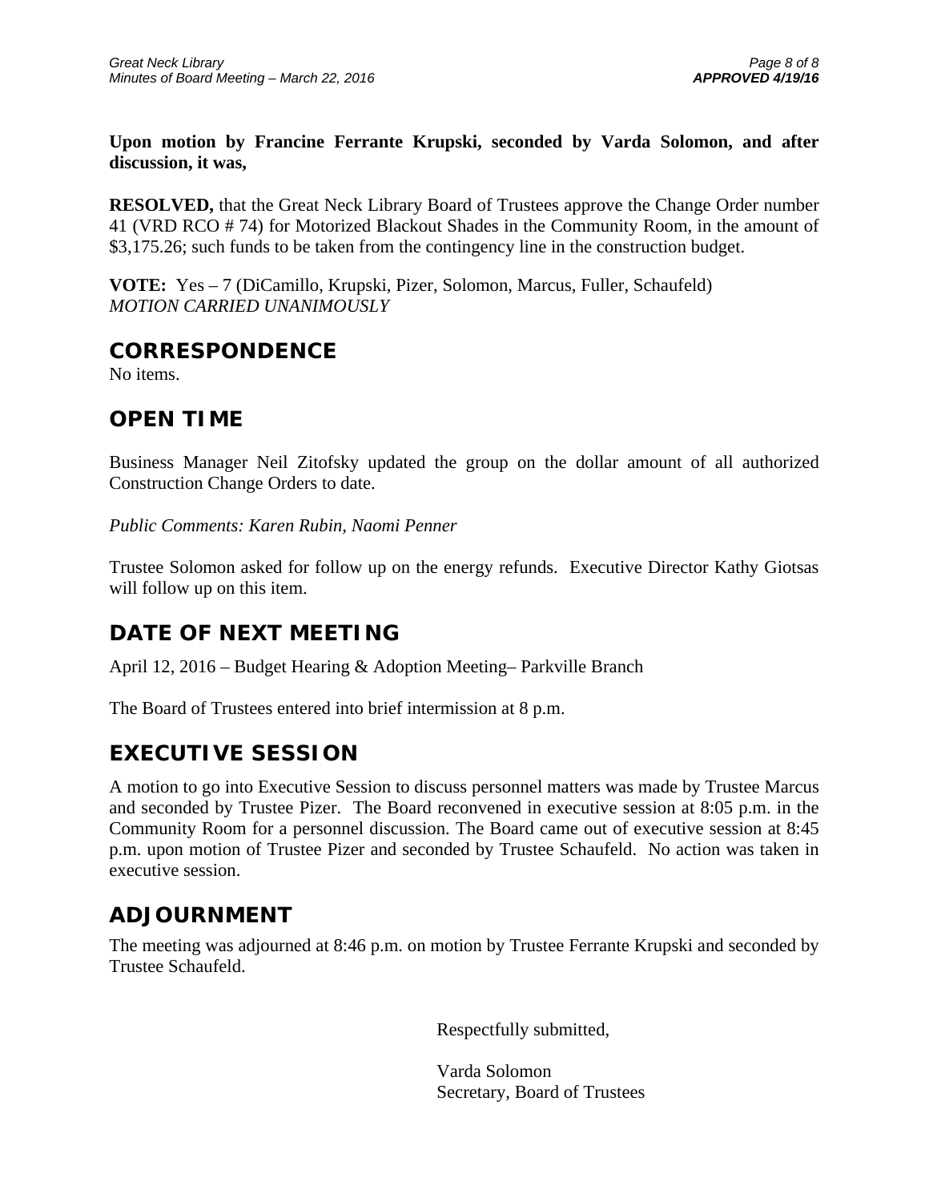**Upon motion by Francine Ferrante Krupski, seconded by Varda Solomon, and after discussion, it was,**

**RESOLVED,** that the Great Neck Library Board of Trustees approve the Change Order number 41 (VRD RCO # 74) for Motorized Blackout Shades in the Community Room, in the amount of $3,175.26; such funds to be taken from the contingency line in the construction budget.

**VOTE:** Yes – 7 (DiCamillo, Krupski, Pizer, Solomon, Marcus, Fuller, Schaufeld)
*MOTION CARRIED UNANIMOUSLY*

## CORRESPONDENCE

No items.

## OPEN TIME

Business Manager Neil Zitofsky updated the group on the dollar amount of all authorized Construction Change Orders to date.

*Public Comments: Karen Rubin, Naomi Penner*

Trustee Solomon asked for follow up on the energy refunds. Executive Director Kathy Giotsas will follow up on this item.

## DATE OF NEXT MEETING

April 12, 2016 – Budget Hearing & Adoption Meeting– Parkville Branch

The Board of Trustees entered into brief intermission at 8 p.m.

## EXECUTIVE SESSION

A motion to go into Executive Session to discuss personnel matters was made by Trustee Marcus and seconded by Trustee Pizer. The Board reconvened in executive session at 8:05 p.m. in the Community Room for a personnel discussion. The Board came out of executive session at 8:45 p.m. upon motion of Trustee Pizer and seconded by Trustee Schaufeld. No action was taken in executive session.

## ADJOURNMENT

The meeting was adjourned at 8:46 p.m. on motion by Trustee Ferrante Krupski and seconded by Trustee Schaufeld.

Respectfully submitted,

Varda Solomon
Secretary, Board of Trustees